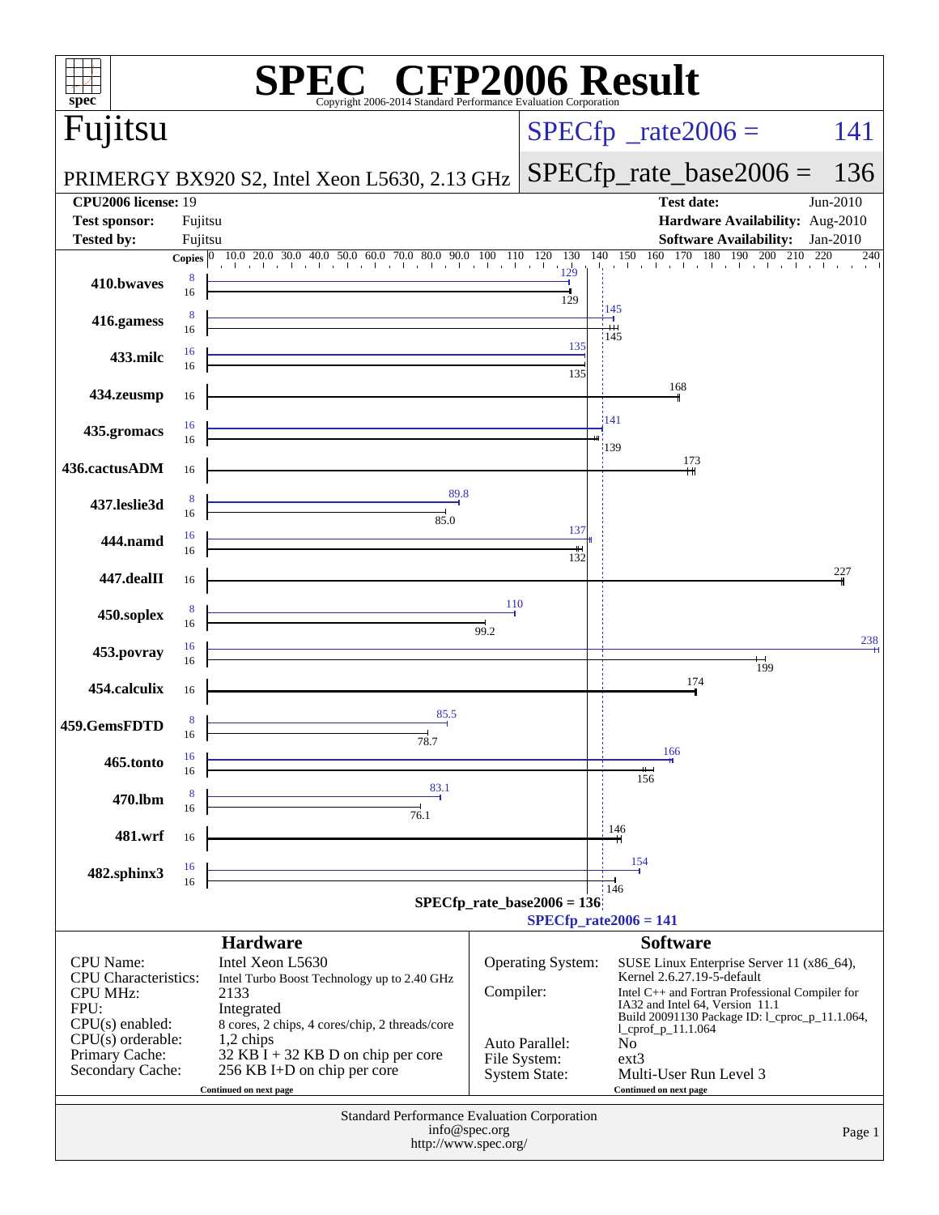# SPEC CFP2006 Result

Copyright 2006-2014 Standard Performance Evaluation Corporation

## Fujitsu

PRIMERGY BX920 S2, Intel Xeon L5630, 2.13 GHz

SPECfp_rate2006 = 141

SPECfp_rate_base2006 = 136

| | | | |
|---|---|---|---|
| **CPU2006 license:** | 19 | **Test date:** | Jun-2010 |
| **Test sponsor:** | Fujitsu | **Hardware Availability:** | Aug-2010 |
| **Tested by:** | Fujitsu | **Software Availability:** | Jan-2010 |

| Benchmark | Copies (peak) | Peak | Copies (base) | Base |
|---|---|---|---|---|
| 410.bwaves | 8 | 129 | 16 | 129 |
| 416.gamess | 8 | 145 | 16 | 145 |
| 433.milc | 16 | 135 | 16 | 135 |
| 434.zeusmp | | | 16 | 168 |
| 435.gromacs | 16 | 141 | 16 | 139 |
| 436.cactusADM | | | 16 | 173 |
| 437.leslie3d | 8 | 89.8 | 16 | 85.0 |
| 444.namd | 16 | 137 | 16 | 132 |
| 447.dealII | | | 16 | 227 |
| 450.soplex | 8 | 110 | 16 | 99.2 |
| 453.povray | 16 | 238 | 16 | 199 |
| 454.calculix | | | 16 | 174 |
| 459.GemsFDTD | 8 | 85.5 | 16 | 78.7 |
| 465.tonto | 16 | 166 | 16 | 156 |
| 470.lbm | 8 | 83.1 | 16 | 76.1 |
| 481.wrf | | | 16 | 146 |
| 482.sphinx3 | 16 | 154 | 16 | 146 |

SPECfp_rate_base2006 = 136

SPECfp_rate2006 = 141

## Hardware

| | |
|---|---|
| CPU Name: | Intel Xeon L5630 |
| CPU Characteristics: | Intel Turbo Boost Technology up to 2.40 GHz |
| CPU MHz: | 2133 |
| FPU: | Integrated |
| CPU(s) enabled: | 8 cores, 2 chips, 4 cores/chip, 2 threads/core |
| CPU(s) orderable: | 1,2 chips |
| Primary Cache: | 32 KB I + 32 KB D on chip per core |
| Secondary Cache: | 256 KB I+D on chip per core |

Continued on next page

## Software

| | |
|---|---|
| Operating System: | SUSE Linux Enterprise Server 11 (x86_64), Kernel 2.6.27.19-5-default |
| Compiler: | Intel C++ and Fortran Professional Compiler for IA32 and Intel 64, Version 11.1 Build 20091130 Package ID: l_cproc_p_11.1.064, l_cprof_p_11.1.064 |
| Auto Parallel: | No |
| File System: | ext3 |
| System State: | Multi-User Run Level 3 |

Continued on next page

Standard Performance Evaluation Corporation
info@spec.org
http://www.spec.org/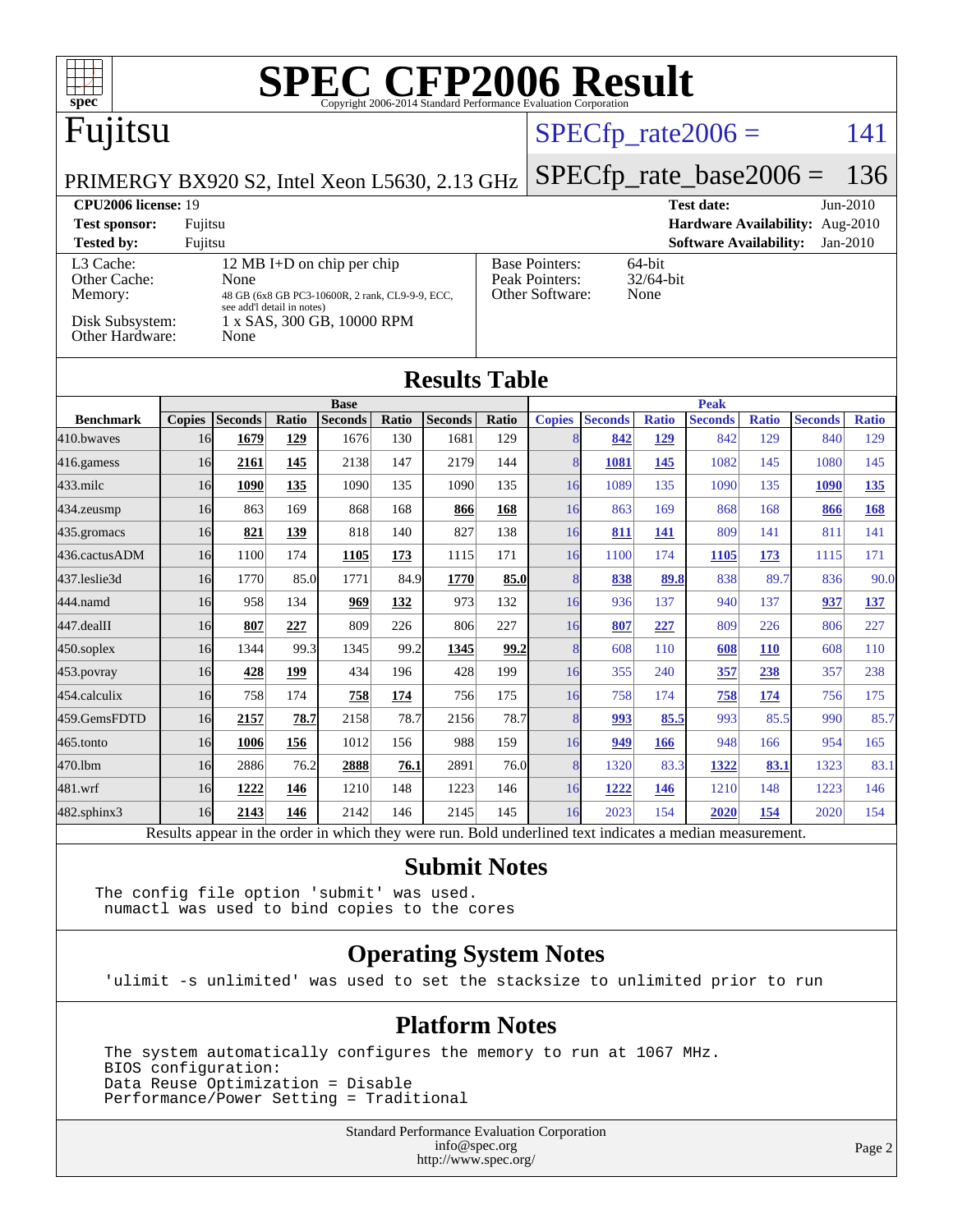# SPEC CFP2006 Result

Copyright 2006-2014 Standard Performance Evaluation Corporation

## Fujitsu

PRIMERGY BX920 S2, Intel Xeon L5630, 2.13 GHz

SPECfp_rate2006 = 141

SPECfp_rate_base2006 = 136

| | | | |
|---|---|---|---|
| **CPU2006 license:** 19 | | **Test date:** | Jun-2010 |
| **Test sponsor:** | Fujitsu | **Hardware Availability:** | Aug-2010 |
| **Tested by:** | Fujitsu | **Software Availability:** | Jan-2010 |

| | |
|---|---|
| L3 Cache: | 12 MB I+D on chip per chip |
| Other Cache: | None |
| Memory: | 48 GB (6x8 GB PC3-10600R, 2 rank, CL9-9-9, ECC, see add'l detail in notes) |
| Disk Subsystem: | 1 x SAS, 300 GB, 10000 RPM |
| Other Hardware: | None |

| | |
|---|---|
| Base Pointers: | 64-bit |
| Peak Pointers: | 32/64-bit |
| Other Software: | None |

## Results Table

| Benchmark | Base | | | | | | | Peak | | | | | | |
|---|---|---|---|---|---|---|---|---|---|---|---|---|---|---|
| | Copies | Seconds | Ratio | Seconds | Ratio | Seconds | Ratio | Copies | Seconds | Ratio | Seconds | Ratio | Seconds | Ratio |
| 410.bwaves | 16 | **1679** | **129** | 1676 | 130 | 1681 | 129 | 8 | **842** | **129** | 842 | 129 | 840 | 129 |
| 416.gamess | 16 | **2161** | **145** | 2138 | 147 | 2179 | 144 | 8 | **1081** | **145** | 1082 | 145 | 1080 | 145 |
| 433.milc | 16 | **1090** | **135** | 1090 | 135 | 1090 | 135 | 16 | 1089 | 135 | 1090 | 135 | **1090** | **135** |
| 434.zeusmp | 16 | 863 | 169 | 868 | 168 | **866** | **168** | 16 | 863 | 169 | 868 | 168 | **866** | **168** |
| 435.gromacs | 16 | **821** | **139** | 818 | 140 | 827 | 138 | 16 | **811** | **141** | 809 | 141 | 811 | 141 |
| 436.cactusADM | 16 | 1100 | 174 | **1105** | **173** | 1115 | 171 | 16 | 1100 | 174 | **1105** | **173** | 1115 | 171 |
| 437.leslie3d | 16 | 1770 | 85.0 | 1771 | 84.9 | **1770** | **85.0** | 8 | **838** | **89.8** | 838 | 89.7 | 836 | 90.0 |
| 444.namd | 16 | 958 | 134 | **969** | **132** | 973 | 132 | 16 | 936 | 137 | 940 | 137 | **937** | **137** |
| 447.dealII | 16 | **807** | **227** | 809 | 226 | 806 | 227 | 16 | **807** | **227** | 809 | 226 | 806 | 227 |
| 450.soplex | 16 | 1344 | 99.3 | 1345 | 99.2 | **1345** | **99.2** | 8 | 608 | 110 | **608** | **110** | 608 | 110 |
| 453.povray | 16 | **428** | **199** | 434 | 196 | 428 | 199 | 16 | 355 | 240 | **357** | **238** | 357 | 238 |
| 454.calculix | 16 | 758 | 174 | **758** | **174** | 756 | 175 | 16 | 758 | 174 | **758** | **174** | 756 | 175 |
| 459.GemsFDTD | 16 | **2157** | **78.7** | 2158 | 78.7 | 2156 | 78.7 | 8 | **993** | **85.5** | 993 | 85.5 | 990 | 85.7 |
| 465.tonto | 16 | **1006** | **156** | 1012 | 156 | 988 | 159 | 16 | **949** | **166** | 948 | 166 | 954 | 165 |
| 470.lbm | 16 | 2886 | 76.2 | **2888** | **76.1** | 2891 | 76.0 | 8 | 1320 | 83.3 | **1322** | **83.1** | 1323 | 83.1 |
| 481.wrf | 16 | **1222** | **146** | 1210 | 148 | 1223 | 146 | 16 | **1222** | **146** | 1210 | 148 | 1223 | 146 |
| 482.sphinx3 | 16 | **2143** | **146** | 2142 | 146 | 2145 | 145 | 16 | 2023 | 154 | **2020** | **154** | 2020 | 154 |

Results appear in the order in which they were run. Bold underlined text indicates a median measurement.

## Submit Notes

```
The config file option 'submit' was used.
 numactl was used to bind copies to the cores
```

## Operating System Notes

```
'ulimit -s unlimited' was used to set the stacksize to unlimited prior to run
```

## Platform Notes

```
The system automatically configures the memory to run at 1067 MHz.
BIOS configuration:
Data Reuse Optimization = Disable
Performance/Power Setting = Traditional
```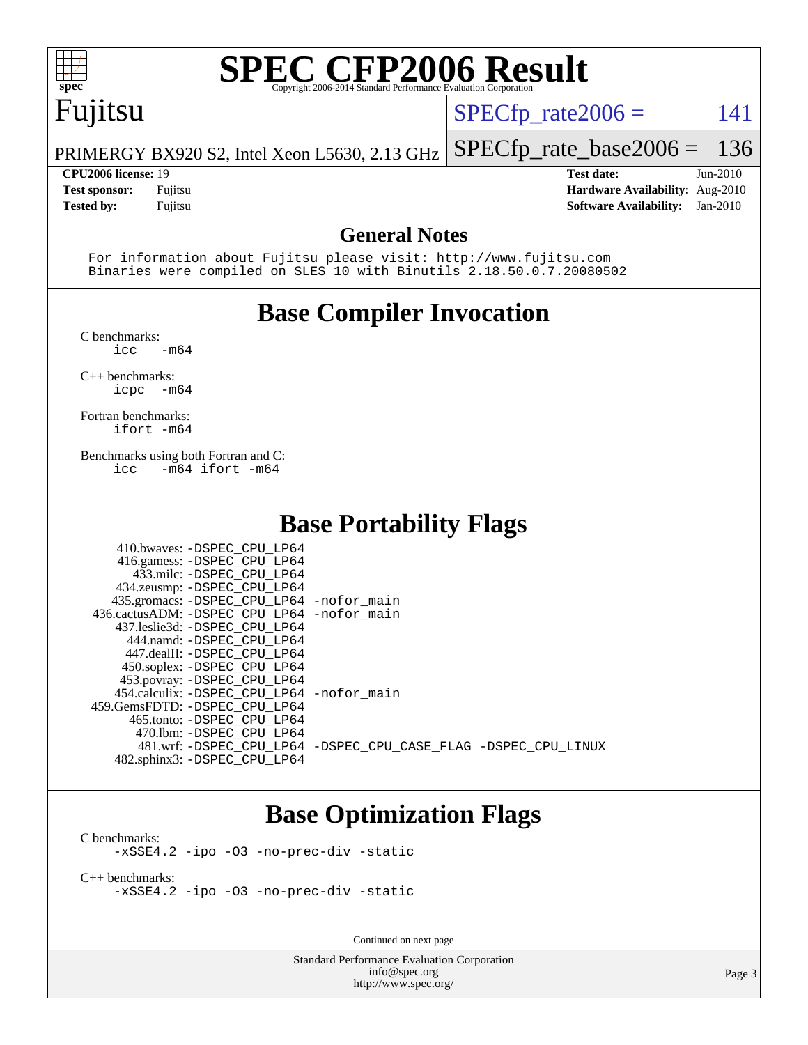# SPEC CFP2006 Result

Copyright 2006-2014 Standard Performance Evaluation Corporation

## Fujitsu

PRIMERGY BX920 S2, Intel Xeon L5630, 2.13 GHz

SPECfp_rate2006 = 141

SPECfp_rate_base2006 = 136

| | | | |
|---|---|---|---|
| **CPU2006 license:** | 19 | **Test date:** | Jun-2010 |
| **Test sponsor:** | Fujitsu | **Hardware Availability:** | Aug-2010 |
| **Tested by:** | Fujitsu | **Software Availability:** | Jan-2010 |

## General Notes

```
For information about Fujitsu please visit: http://www.fujitsu.com
Binaries were compiled on SLES 10 with Binutils 2.18.50.0.7.20080502
```

## Base Compiler Invocation

C benchmarks:
```
icc   -m64
```

C++ benchmarks:
```
icpc  -m64
```

Fortran benchmarks:
```
ifort -m64
```

Benchmarks using both Fortran and C:
```
icc   -m64 ifort -m64
```

## Base Portability Flags

| Benchmark | Flags |
|---|---|
| 410.bwaves: | -DSPEC_CPU_LP64 |
| 416.gamess: | -DSPEC_CPU_LP64 |
| 433.milc: | -DSPEC_CPU_LP64 |
| 434.zeusmp: | -DSPEC_CPU_LP64 |
| 435.gromacs: | -DSPEC_CPU_LP64 -nofor_main |
| 436.cactusADM: | -DSPEC_CPU_LP64 -nofor_main |
| 437.leslie3d: | -DSPEC_CPU_LP64 |
| 444.namd: | -DSPEC_CPU_LP64 |
| 447.dealII: | -DSPEC_CPU_LP64 |
| 450.soplex: | -DSPEC_CPU_LP64 |
| 453.povray: | -DSPEC_CPU_LP64 |
| 454.calculix: | -DSPEC_CPU_LP64 -nofor_main |
| 459.GemsFDTD: | -DSPEC_CPU_LP64 |
| 465.tonto: | -DSPEC_CPU_LP64 |
| 470.lbm: | -DSPEC_CPU_LP64 |
| 481.wrf: | -DSPEC_CPU_LP64 -DSPEC_CPU_CASE_FLAG -DSPEC_CPU_LINUX |
| 482.sphinx3: | -DSPEC_CPU_LP64 |

## Base Optimization Flags

C benchmarks:
```
-xSSE4.2 -ipo -O3 -no-prec-div -static
```

C++ benchmarks:
```
-xSSE4.2 -ipo -O3 -no-prec-div -static
```

Continued on next page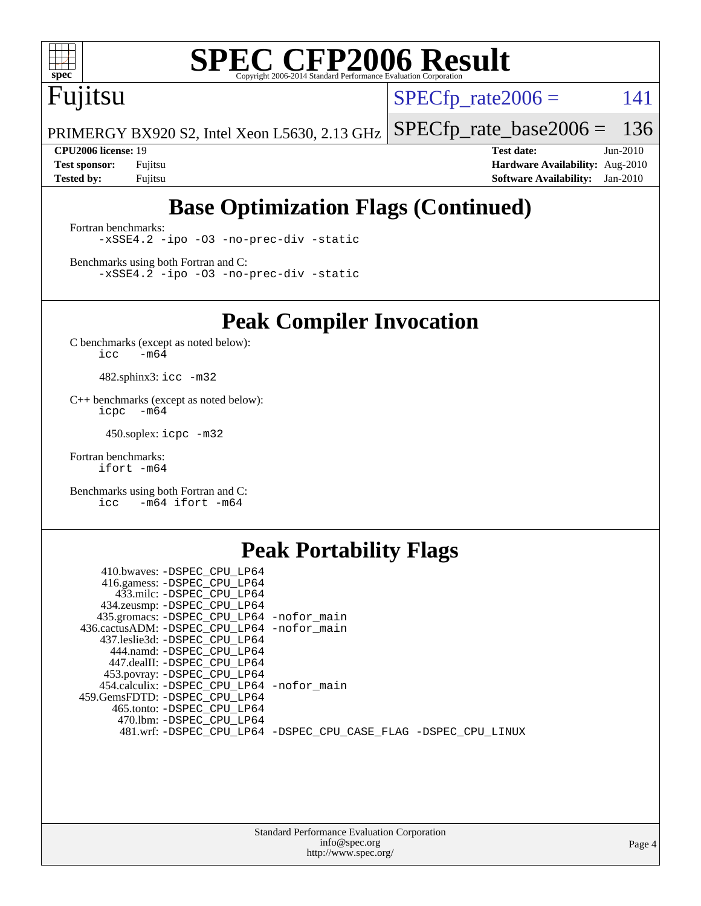# SPEC CFP2006 Result

Copyright 2006-2014 Standard Performance Evaluation Corporation

**Fujitsu**

PRIMERGY BX920 S2, Intel Xeon L5630, 2.13 GHz

SPECfp_rate2006 = 141

SPECfp_rate_base2006 = 136

| | | | |
|---|---|---|---|
| **CPU2006 license:** 19 | | **Test date:** | Jun-2010 |
| **Test sponsor:** | Fujitsu | **Hardware Availability:** | Aug-2010 |
| **Tested by:** | Fujitsu | **Software Availability:** | Jan-2010 |

## Base Optimization Flags (Continued)

Fortran benchmarks:

```
-xSSE4.2 -ipo -O3 -no-prec-div -static
```

Benchmarks using both Fortran and C:

```
-xSSE4.2 -ipo -O3 -no-prec-div -static
```

## Peak Compiler Invocation

C benchmarks (except as noted below):

```
icc   -m64
```

482.sphinx3: `icc -m32`

C++ benchmarks (except as noted below):

```
icpc  -m64
```

450.soplex: `icpc -m32`

Fortran benchmarks:

```
ifort -m64
```

Benchmarks using both Fortran and C:

```
icc   -m64 ifort -m64
```

## Peak Portability Flags

410.bwaves: -DSPEC_CPU_LP64
416.gamess: -DSPEC_CPU_LP64
433.milc: -DSPEC_CPU_LP64
434.zeusmp: -DSPEC_CPU_LP64
435.gromacs: -DSPEC_CPU_LP64 -nofor_main
436.cactusADM: -DSPEC_CPU_LP64 -nofor_main
437.leslie3d: -DSPEC_CPU_LP64
444.namd: -DSPEC_CPU_LP64
447.dealII: -DSPEC_CPU_LP64
453.povray: -DSPEC_CPU_LP64
454.calculix: -DSPEC_CPU_LP64 -nofor_main
459.GemsFDTD: -DSPEC_CPU_LP64
465.tonto: -DSPEC_CPU_LP64
470.lbm: -DSPEC_CPU_LP64
481.wrf: -DSPEC_CPU_LP64 -DSPEC_CPU_CASE_FLAG -DSPEC_CPU_LINUX

Standard Performance Evaluation Corporation
info@spec.org
http://www.spec.org/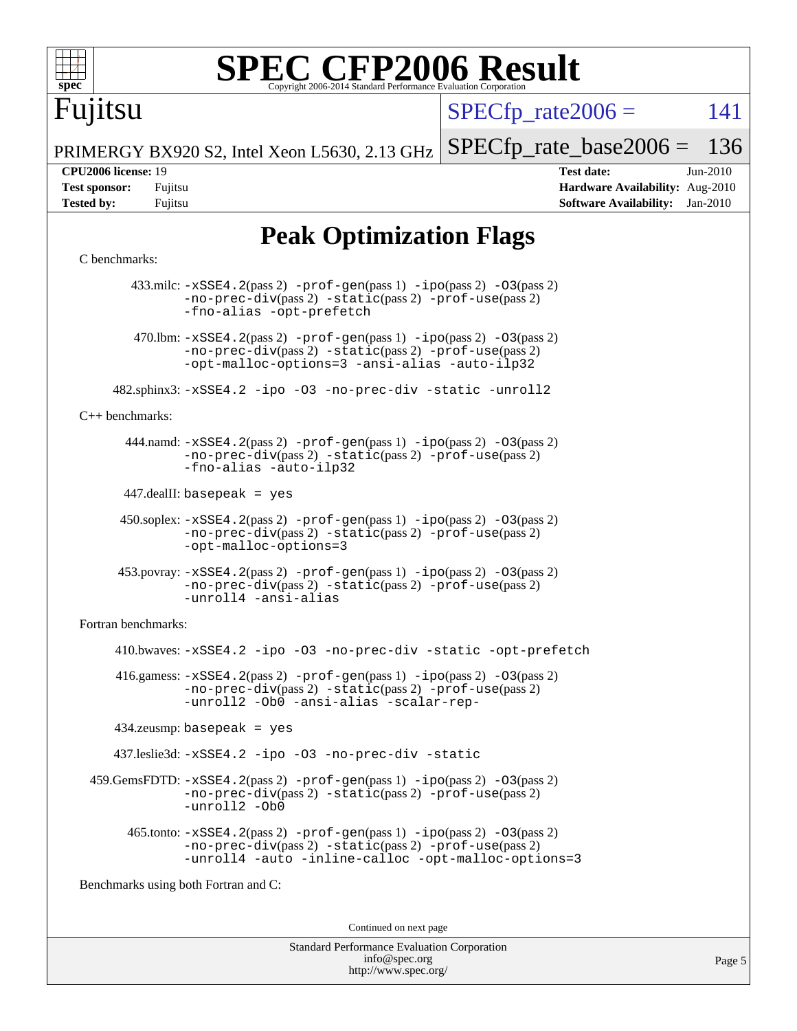# Peak Optimization Flags

C benchmarks:

433.milc: -xSSE4.2(pass 2) -prof-gen(pass 1) -ipo(pass 2) -O3(pass 2) -no-prec-div(pass 2) -static(pass 2) -prof-use(pass 2) -fno-alias -opt-prefetch

470.lbm: -xSSE4.2(pass 2) -prof-gen(pass 1) -ipo(pass 2) -O3(pass 2) -no-prec-div(pass 2) -static(pass 2) -prof-use(pass 2) -opt-malloc-options=3 -ansi-alias -auto-ilp32

482.sphinx3: -xSSE4.2 -ipo -O3 -no-prec-div -static -unroll2

C++ benchmarks:

444.namd: -xSSE4.2(pass 2) -prof-gen(pass 1) -ipo(pass 2) -O3(pass 2) -no-prec-div(pass 2) -static(pass 2) -prof-use(pass 2) -fno-alias -auto-ilp32

447.dealII: basepeak = yes

450.soplex: -xSSE4.2(pass 2) -prof-gen(pass 1) -ipo(pass 2) -O3(pass 2) -no-prec-div(pass 2) -static(pass 2) -prof-use(pass 2) -opt-malloc-options=3

453.povray: -xSSE4.2(pass 2) -prof-gen(pass 1) -ipo(pass 2) -O3(pass 2) -no-prec-div(pass 2) -static(pass 2) -prof-use(pass 2) -unroll4 -ansi-alias

Fortran benchmarks:

410.bwaves: -xSSE4.2 -ipo -O3 -no-prec-div -static -opt-prefetch

416.gamess: -xSSE4.2(pass 2) -prof-gen(pass 1) -ipo(pass 2) -O3(pass 2) -no-prec-div(pass 2) -static(pass 2) -prof-use(pass 2) -unroll2 -Ob0 -ansi-alias -scalar-rep-

434.zeusmp: basepeak = yes

437.leslie3d: -xSSE4.2 -ipo -O3 -no-prec-div -static

459.GemsFDTD: -xSSE4.2(pass 2) -prof-gen(pass 1) -ipo(pass 2) -O3(pass 2) -no-prec-div(pass 2) -static(pass 2) -prof-use(pass 2) -unroll2 -Ob0

465.tonto: -xSSE4.2(pass 2) -prof-gen(pass 1) -ipo(pass 2) -O3(pass 2) -no-prec-div(pass 2) -static(pass 2) -prof-use(pass 2) -unroll4 -auto -inline-calloc -opt-malloc-options=3

Benchmarks using both Fortran and C:

Continued on next page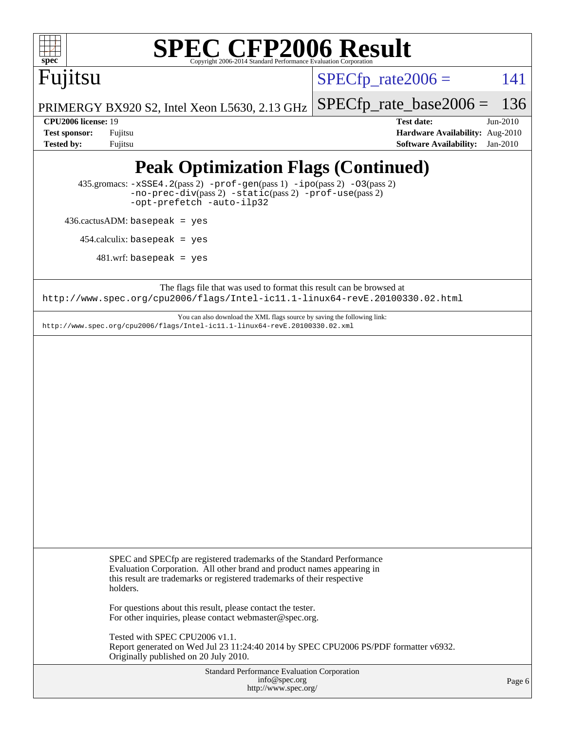# SPEC CFP2006 Result

Copyright 2006-2014 Standard Performance Evaluation Corporation

Fujitsu

PRIMERGY BX920 S2, Intel Xeon L5630, 2.13 GHz

SPECfp_rate2006 = 141

SPECfp_rate_base2006 = 136

**CPU2006 license:** 19
**Test sponsor:** Fujitsu
**Tested by:** Fujitsu

**Test date:** Jun-2010
**Hardware Availability:** Aug-2010
**Software Availability:** Jan-2010

## Peak Optimization Flags (Continued)

435.gromacs: `-xSSE4.2`(pass 2) `-prof-gen`(pass 1) `-ipo`(pass 2) `-O3`(pass 2) `-no-prec-div`(pass 2) `-static`(pass 2) `-prof-use`(pass 2) `-opt-prefetch -auto-ilp32`

436.cactusADM: `basepeak = yes`

454.calculix: `basepeak = yes`

481.wrf: `basepeak = yes`

The flags file that was used to format this result can be browsed at
`http://www.spec.org/cpu2006/flags/Intel-ic11.1-linux64-revE.20100330.02.html`

You can also download the XML flags source by saving the following link:
`http://www.spec.org/cpu2006/flags/Intel-ic11.1-linux64-revE.20100330.02.xml`

SPEC and SPECfp are registered trademarks of the Standard Performance Evaluation Corporation. All other brand and product names appearing in this result are trademarks or registered trademarks of their respective holders.

For questions about this result, please contact the tester.
For other inquiries, please contact webmaster@spec.org.

Tested with SPEC CPU2006 v1.1.
Report generated on Wed Jul 23 11:24:40 2014 by SPEC CPU2006 PS/PDF formatter v6932.
Originally published on 20 July 2010.

Standard Performance Evaluation Corporation
info@spec.org
http://www.spec.org/